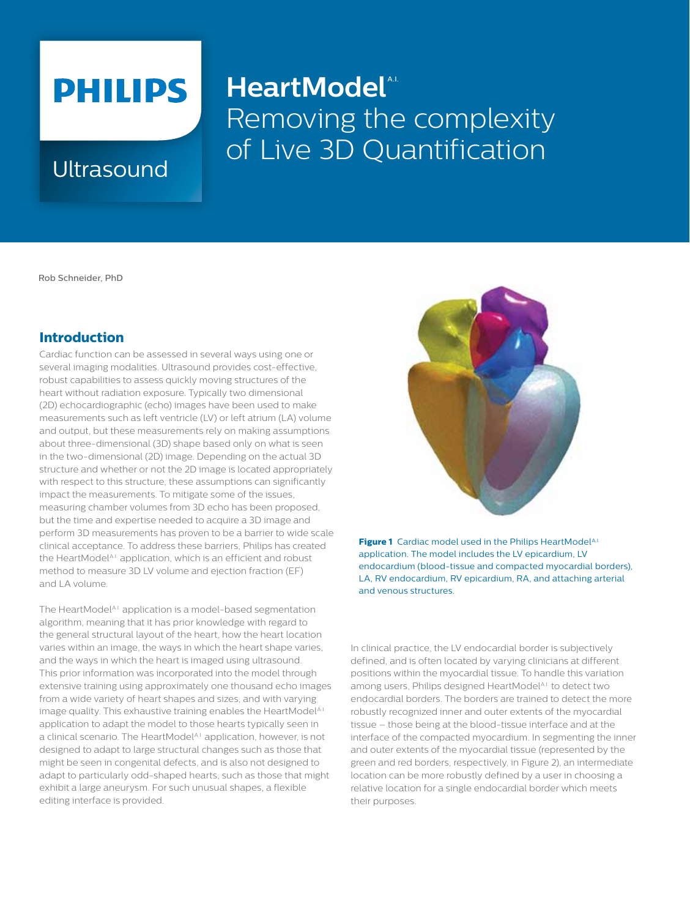# HeartModel[A.I.] Removing the complexity of Live 3D Quantification

PHILIPS

Ultrasound

Rob Schneider, PhD

## Introduction

Cardiac function can be assessed in several ways using one or several imaging modalities. Ultrasound provides cost-effective, robust capabilities to assess quickly moving structures of the heart without radiation exposure. Typically two dimensional (2D) echocardiographic (echo) images have been used to make measurements such as left ventricle (LV) or left atrium (LA) volume and output, but these measurements rely on making assumptions about three-dimensional (3D) shape based only on what is seen in the two-dimensional (2D) image. Depending on the actual 3D structure and whether or not the 2D image is located appropriately with respect to this structure, these assumptions can significantly impact the measurements. To mitigate some of the issues, measuring chamber volumes from 3D echo has been proposed, but the time and expertise needed to acquire a 3D image and perform 3D measurements has proven to be a barrier to wide scale clinical acceptance. To address these barriers, Philips has created the HeartModel[A.I.] application, which is an efficient and robust method to measure 3D LV volume and ejection fraction (EF) and LA volume.

The HeartModel[A.I.] application is a model-based segmentation algorithm, meaning that it has prior knowledge with regard to the general structural layout of the heart, how the heart location varies within an image, the ways in which the heart shape varies, and the ways in which the heart is imaged using ultrasound. This prior information was incorporated into the model through extensive training using approximately one thousand echo images from a wide variety of heart shapes and sizes, and with varying image quality. This exhaustive training enables the HeartModel[A.I.] application to adapt the model to those hearts typically seen in a clinical scenario. The HeartModel[A.I.] application, however, is not designed to adapt to large structural changes such as those that might be seen in congenital defects, and is also not designed to adapt to particularly odd-shaped hearts, such as those that might exhibit a large aneurysm. For such unusual shapes, a flexible editing interface is provided.

**Figure 1** Cardiac model used in the Philips HeartModel[A.I.] application. The model includes the LV epicardium, LV endocardium (blood-tissue and compacted myocardial borders), LA, RV endocardium, RV epicardium, RA, and attaching arterial and venous structures.

In clinical practice, the LV endocardial border is subjectively defined, and is often located by varying clinicians at different positions within the myocardial tissue. To handle this variation among users, Philips designed HeartModel[A.I.] to detect two endocardial borders. The borders are trained to detect the more robustly recognized inner and outer extents of the myocardial tissue – those being at the blood-tissue interface and at the interface of the compacted myocardium. In segmenting the inner and outer extents of the myocardial tissue (represented by the green and red borders, respectively, in Figure 2), an intermediate location can be more robustly defined by a user in choosing a relative location for a single endocardial border which meets their purposes.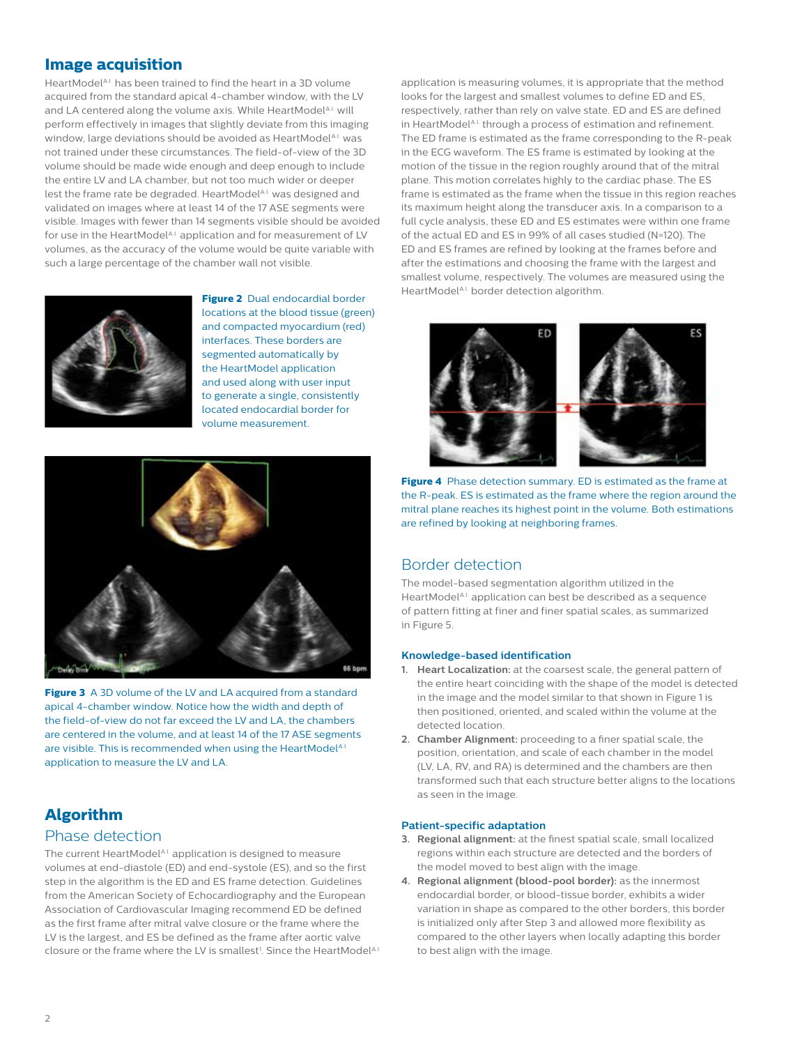## Image acquisition

HeartModel[A.I.] has been trained to find the heart in a 3D volume acquired from the standard apical 4-chamber window, with the LV and LA centered along the volume axis. While HeartModel[A.I.] will perform effectively in images that slightly deviate from this imaging window, large deviations should be avoided as HeartModel[A.I.] was not trained under these circumstances. The field-of-view of the 3D volume should be made wide enough and deep enough to include the entire LV and LA chamber, but not too much wider or deeper lest the frame rate be degraded. HeartModel[A.I.] was designed and validated on images where at least 14 of the 17 ASE segments were visible. Images with fewer than 14 segments visible should be avoided for use in the HeartModel[A.I.] application and for measurement of LV volumes, as the accuracy of the volume would be quite variable with such a large percentage of the chamber wall not visible.

**Figure 2** Dual endocardial border locations at the blood tissue (green) and compacted myocardium (red) interfaces. These borders are segmented automatically by the HeartModel application and used along with user input to generate a single, consistently located endocardial border for volume measurement.

**Figure 3** A 3D volume of the LV and LA acquired from a standard apical 4-chamber window. Notice how the width and depth of the field-of-view do not far exceed the LV and LA, the chambers are centered in the volume, and at least 14 of the 17 ASE segments are visible. This is recommended when using the HeartModel[A.I.] application to measure the LV and LA.

## Algorithm

### Phase detection

The current HeartModel[A.I.] application is designed to measure volumes at end-diastole (ED) and end-systole (ES), and so the first step in the algorithm is the ED and ES frame detection. Guidelines from the American Society of Echocardiography and the European Association of Cardiovascular Imaging recommend ED be defined as the first frame after mitral valve closure or the frame where the LV is the largest, and ES be defined as the frame after aortic valve closure or the frame where the LV is smallest[1]. Since the HeartModel[A.I.] application is measuring volumes, it is appropriate that the method looks for the largest and smallest volumes to define ED and ES, respectively, rather than rely on valve state. ED and ES are defined in HeartModel[A.I.] through a process of estimation and refinement. The ED frame is estimated as the frame corresponding to the R-peak in the ECG waveform. The ES frame is estimated by looking at the motion of the tissue in the region roughly around that of the mitral plane. This motion correlates highly to the cardiac phase. The ES frame is estimated as the frame when the tissue in this region reaches its maximum height along the transducer axis. In a comparison to a full cycle analysis, these ED and ES estimates were within one frame of the actual ED and ES in 99% of all cases studied (N=120). The ED and ES frames are refined by looking at the frames before and after the estimations and choosing the frame with the largest and smallest volume, respectively. The volumes are measured using the HeartModel[A.I.] border detection algorithm.

**Figure 4** Phase detection summary. ED is estimated as the frame at the R-peak. ES is estimated as the frame where the region around the mitral plane reaches its highest point in the volume. Both estimations are refined by looking at neighboring frames.

### Border detection

The model-based segmentation algorithm utilized in the HeartModel[A.I.] application can best be described as a sequence of pattern fitting at finer and finer spatial scales, as summarized in Figure 5.

#### Knowledge-based identification

1. **Heart Localization:** at the coarsest scale, the general pattern of the entire heart coinciding with the shape of the model is detected in the image and the model similar to that shown in Figure 1 is then positioned, oriented, and scaled within the volume at the detected location.
2. **Chamber Alignment:** proceeding to a finer spatial scale, the position, orientation, and scale of each chamber in the model (LV, LA, RV, and RA) is determined and the chambers are then transformed such that each structure better aligns to the locations as seen in the image.

#### Patient-specific adaptation

3. **Regional alignment:** at the finest spatial scale, small localized regions within each structure are detected and the borders of the model moved to best align with the image.
4. **Regional alignment (blood-pool border):** as the innermost endocardial border, or blood-tissue border, exhibits a wider variation in shape as compared to the other borders, this border is initialized only after Step 3 and allowed more flexibility as compared to the other layers when locally adapting this border to best align with the image.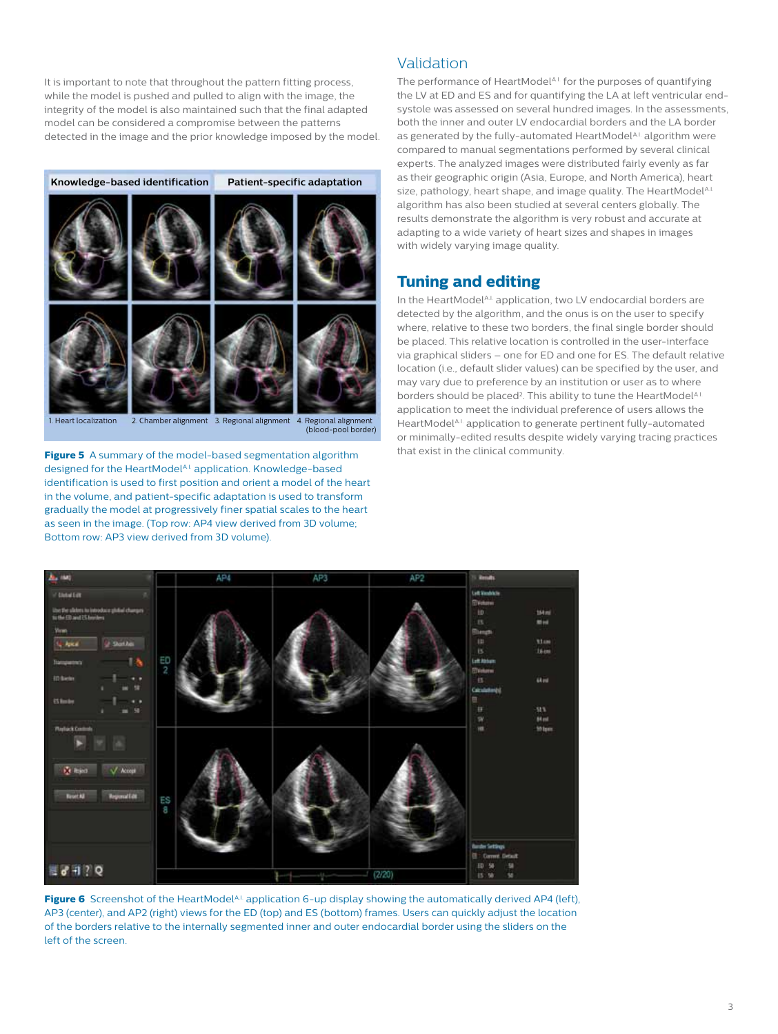It is important to note that throughout the pattern fitting process, while the model is pushed and pulled to align with the image, the integrity of the model is also maintained such that the final adapted model can be considered a compromise between the patterns detected in the image and the prior knowledge imposed by the model.

**Figure 5** A summary of the model-based segmentation algorithm designed for the HeartModel[A.I.] application. Knowledge-based identification is used to first position and orient a model of the heart in the volume, and patient-specific adaptation is used to transform gradually the model at progressively finer spatial scales to the heart as seen in the image. (Top row: AP4 view derived from 3D volume; Bottom row: AP3 view derived from 3D volume).

## Validation

The performance of HeartModel[A.I.] for the purposes of quantifying the LV at ED and ES and for quantifying the LA at left ventricular end-systole was assessed on several hundred images. In the assessments, both the inner and outer LV endocardial borders and the LA border as generated by the fully-automated HeartModel[A.I.] algorithm were compared to manual segmentations performed by several clinical experts. The analyzed images were distributed fairly evenly as far as their geographic origin (Asia, Europe, and North America), heart size, pathology, heart shape, and image quality. The HeartModel[A.I.] algorithm has also been studied at several centers globally. The results demonstrate the algorithm is very robust and accurate at adapting to a wide variety of heart sizes and shapes in images with widely varying image quality.

## Tuning and editing

In the HeartModel[A.I.] application, two LV endocardial borders are detected by the algorithm, and the onus is on the user to specify where, relative to these two borders, the final single border should be placed. This relative location is controlled in the user-interface via graphical sliders – one for ED and one for ES. The default relative location (i.e., default slider values) can be specified by the user, and may vary due to preference by an institution or user as to where borders should be placed[2]. This ability to tune the HeartModel[A.I.] application to meet the individual preference of users allows the HeartModel[A.I.] application to generate pertinent fully-automated or minimally-edited results despite widely varying tracing practices that exist in the clinical community.

**Figure 6** Screenshot of the HeartModel[A.I.] application 6-up display showing the automatically derived AP4 (left), AP3 (center), and AP2 (right) views for the ED (top) and ES (bottom) frames. Users can quickly adjust the location of the borders relative to the internally segmented inner and outer endocardial border using the sliders on the left of the screen.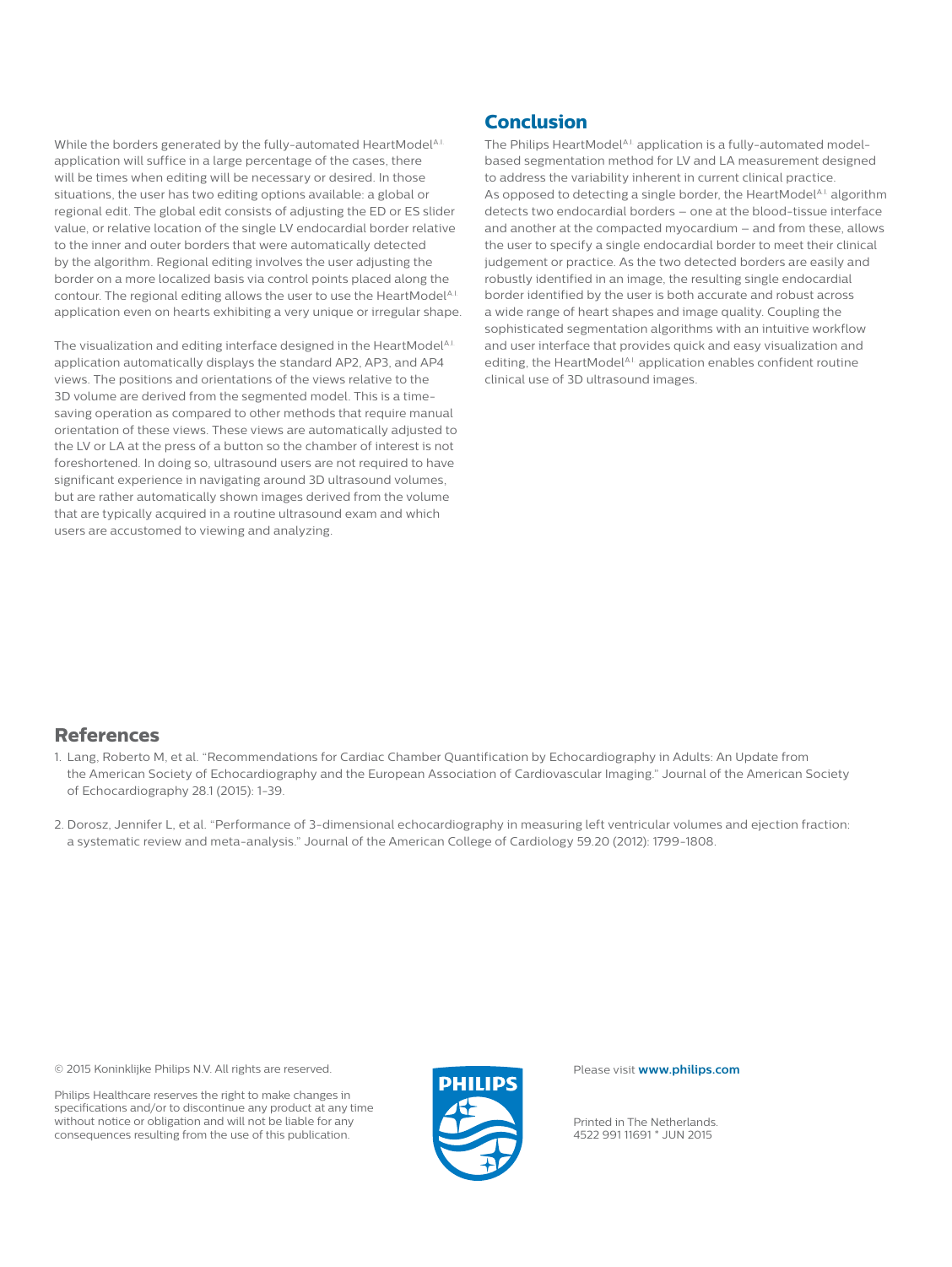While the borders generated by the fully-automated HeartModel[A.I.] application will suffice in a large percentage of the cases, there will be times when editing will be necessary or desired. In those situations, the user has two editing options available: a global or regional edit. The global edit consists of adjusting the ED or ES slider value, or relative location of the single LV endocardial border relative to the inner and outer borders that were automatically detected by the algorithm. Regional editing involves the user adjusting the border on a more localized basis via control points placed along the contour. The regional editing allows the user to use the HeartModel[A.I.] application even on hearts exhibiting a very unique or irregular shape.

The visualization and editing interface designed in the HeartModel[A.I.] application automatically displays the standard AP2, AP3, and AP4 views. The positions and orientations of the views relative to the 3D volume are derived from the segmented model. This is a time-saving operation as compared to other methods that require manual orientation of these views. These views are automatically adjusted to the LV or LA at the press of a button so the chamber of interest is not foreshortened. In doing so, ultrasound users are not required to have significant experience in navigating around 3D ultrasound volumes, but are rather automatically shown images derived from the volume that are typically acquired in a routine ultrasound exam and which users are accustomed to viewing and analyzing.

## Conclusion

The Philips HeartModel[A.I.] application is a fully-automated model-based segmentation method for LV and LA measurement designed to address the variability inherent in current clinical practice. As opposed to detecting a single border, the HeartModel[A.I.] algorithm detects two endocardial borders – one at the blood-tissue interface and another at the compacted myocardium – and from these, allows the user to specify a single endocardial border to meet their clinical judgement or practice. As the two detected borders are easily and robustly identified in an image, the resulting single endocardial border identified by the user is both accurate and robust across a wide range of heart shapes and image quality. Coupling the sophisticated segmentation algorithms with an intuitive workflow and user interface that provides quick and easy visualization and editing, the HeartModel[A.I.] application enables confident routine clinical use of 3D ultrasound images.

## References

1. Lang, Roberto M, et al. "Recommendations for Cardiac Chamber Quantification by Echocardiography in Adults: An Update from the American Society of Echocardiography and the European Association of Cardiovascular Imaging." Journal of the American Society of Echocardiography 28.1 (2015): 1-39.

2. Dorosz, Jennifer L, et al. "Performance of 3-dimensional echocardiography in measuring left ventricular volumes and ejection fraction: a systematic review and meta-analysis." Journal of the American College of Cardiology 59.20 (2012): 1799-1808.

© 2015 Koninklijke Philips N.V. All rights are reserved.

Philips Healthcare reserves the right to make changes in specifications and/or to discontinue any product at any time without notice or obligation and will not be liable for any consequences resulting from the use of this publication.

Please visit **www.philips.com**

Printed in The Netherlands.
4522 991 11691 * JUN 2015